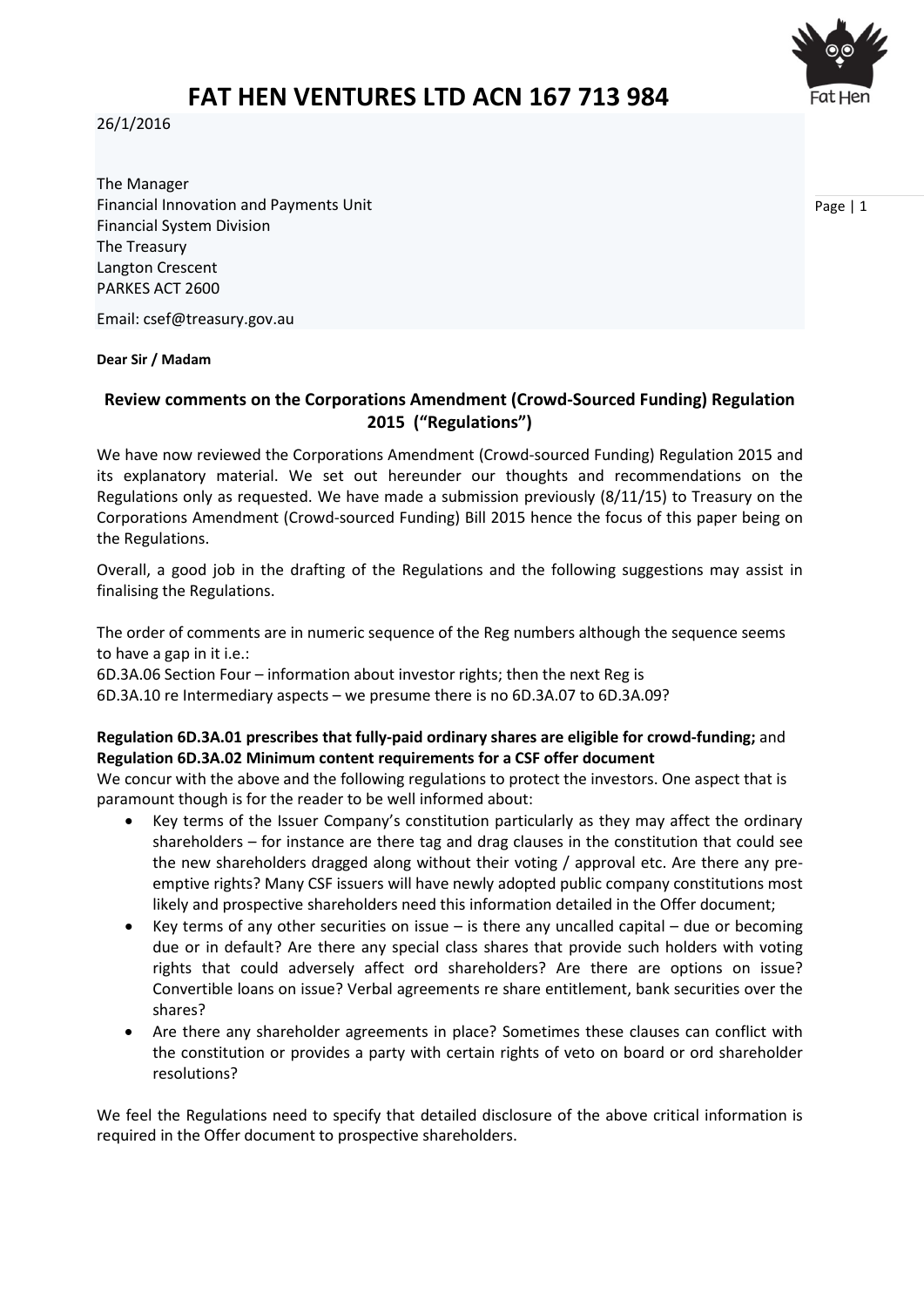# FAT HEN VENTURES LTD ACN 167 713 984

26/1/2016

The Manager
Financial Innovation and Payments Unit
Financial System Division
The Treasury
Langton Crescent
PARKES ACT 2600

Email: csef@treasury.gov.au

**Dear Sir / Madam**

## Review comments on the Corporations Amendment (Crowd-Sourced Funding) Regulation 2015 ("Regulations")

We have now reviewed the Corporations Amendment (Crowd-sourced Funding) Regulation 2015 and its explanatory material. We set out hereunder our thoughts and recommendations on the Regulations only as requested. We have made a submission previously (8/11/15) to Treasury on the Corporations Amendment (Crowd-sourced Funding) Bill 2015 hence the focus of this paper being on the Regulations.

Overall, a good job in the drafting of the Regulations and the following suggestions may assist in finalising the Regulations.

The order of comments are in numeric sequence of the Reg numbers although the sequence seems to have a gap in it i.e.:
6D.3A.06 Section Four – information about investor rights; then the next Reg is
6D.3A.10 re Intermediary aspects – we presume there is no 6D.3A.07 to 6D.3A.09?

**Regulation 6D.3A.01 prescribes that fully-paid ordinary shares are eligible for crowd-funding;** and **Regulation 6D.3A.02 Minimum content requirements for a CSF offer document**

We concur with the above and the following regulations to protect the investors. One aspect that is paramount though is for the reader to be well informed about:

- Key terms of the Issuer Company's constitution particularly as they may affect the ordinary shareholders – for instance are there tag and drag clauses in the constitution that could see the new shareholders dragged along without their voting / approval etc. Are there any pre-emptive rights? Many CSF issuers will have newly adopted public company constitutions most likely and prospective shareholders need this information detailed in the Offer document;
- Key terms of any other securities on issue – is there any uncalled capital – due or becoming due or in default? Are there any special class shares that provide such holders with voting rights that could adversely affect ord shareholders? Are there are options on issue? Convertible loans on issue? Verbal agreements re share entitlement, bank securities over the shares?
- Are there any shareholder agreements in place? Sometimes these clauses can conflict with the constitution or provides a party with certain rights of veto on board or ord shareholder resolutions?

We feel the Regulations need to specify that detailed disclosure of the above critical information is required in the Offer document to prospective shareholders.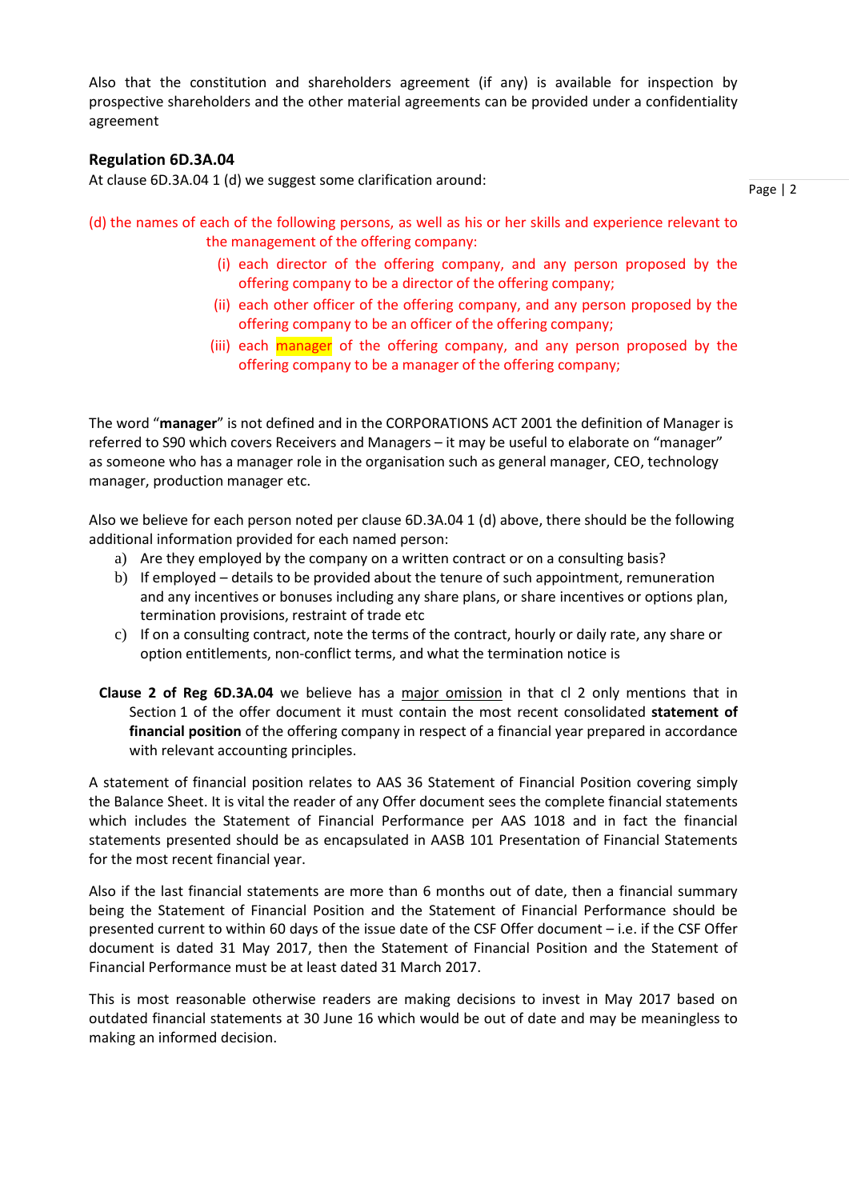Also that the constitution and shareholders agreement (if any) is available for inspection by prospective shareholders and the other material agreements can be provided under a confidentiality agreement

**Regulation 6D.3A.04**

At clause 6D.3A.04 1 (d) we suggest some clarification around:

(d) the names of each of the following persons, as well as his or her skills and experience relevant to the management of the offering company:

- (i) each director of the offering company, and any person proposed by the offering company to be a director of the offering company;
- (ii) each other officer of the offering company, and any person proposed by the offering company to be an officer of the offering company;
- (iii) each manager of the offering company, and any person proposed by the offering company to be a manager of the offering company;

The word "**manager**" is not defined and in the CORPORATIONS ACT 2001 the definition of Manager is referred to S90 which covers Receivers and Managers – it may be useful to elaborate on "manager" as someone who has a manager role in the organisation such as general manager, CEO, technology manager, production manager etc.

Also we believe for each person noted per clause 6D.3A.04 1 (d) above, there should be the following additional information provided for each named person:

a) Are they employed by the company on a written contract or on a consulting basis?
b) If employed – details to be provided about the tenure of such appointment, remuneration and any incentives or bonuses including any share plans, or share incentives or options plan, termination provisions, restraint of trade etc
c) If on a consulting contract, note the terms of the contract, hourly or daily rate, any share or option entitlements, non-conflict terms, and what the termination notice is

**Clause 2 of Reg 6D.3A.04** we believe has a <u>major omission</u> in that cl 2 only mentions that in Section 1 of the offer document it must contain the most recent consolidated **statement of financial position** of the offering company in respect of a financial year prepared in accordance with relevant accounting principles.

A statement of financial position relates to AAS 36 Statement of Financial Position covering simply the Balance Sheet. It is vital the reader of any Offer document sees the complete financial statements which includes the Statement of Financial Performance per AAS 1018 and in fact the financial statements presented should be as encapsulated in AASB 101 Presentation of Financial Statements for the most recent financial year.

Also if the last financial statements are more than 6 months out of date, then a financial summary being the Statement of Financial Position and the Statement of Financial Performance should be presented current to within 60 days of the issue date of the CSF Offer document – i.e. if the CSF Offer document is dated 31 May 2017, then the Statement of Financial Position and the Statement of Financial Performance must be at least dated 31 March 2017.

This is most reasonable otherwise readers are making decisions to invest in May 2017 based on outdated financial statements at 30 June 16 which would be out of date and may be meaningless to making an informed decision.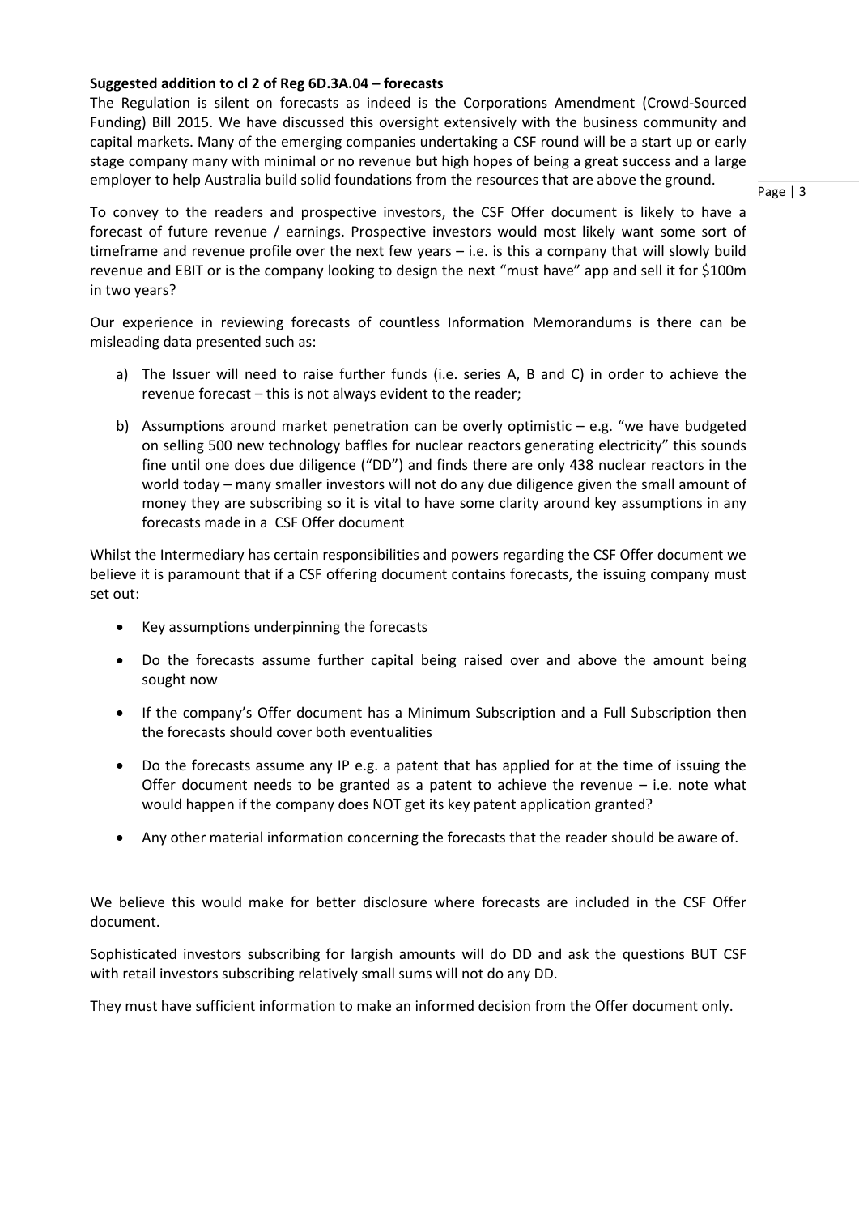**Suggested addition to cl 2 of Reg 6D.3A.04 – forecasts**

The Regulation is silent on forecasts as indeed is the Corporations Amendment (Crowd-Sourced Funding) Bill 2015. We have discussed this oversight extensively with the business community and capital markets. Many of the emerging companies undertaking a CSF round will be a start up or early stage company many with minimal or no revenue but high hopes of being a great success and a large employer to help Australia build solid foundations from the resources that are above the ground.

To convey to the readers and prospective investors, the CSF Offer document is likely to have a forecast of future revenue / earnings. Prospective investors would most likely want some sort of timeframe and revenue profile over the next few years – i.e. is this a company that will slowly build revenue and EBIT or is the company looking to design the next "must have" app and sell it for $100m in two years?

Our experience in reviewing forecasts of countless Information Memorandums is there can be misleading data presented such as:

a) The Issuer will need to raise further funds (i.e. series A, B and C) in order to achieve the revenue forecast – this is not always evident to the reader;

b) Assumptions around market penetration can be overly optimistic – e.g. "we have budgeted on selling 500 new technology baffles for nuclear reactors generating electricity" this sounds fine until one does due diligence ("DD") and finds there are only 438 nuclear reactors in the world today – many smaller investors will not do any due diligence given the small amount of money they are subscribing so it is vital to have some clarity around key assumptions in any forecasts made in a CSF Offer document

Whilst the Intermediary has certain responsibilities and powers regarding the CSF Offer document we believe it is paramount that if a CSF offering document contains forecasts, the issuing company must set out:

- Key assumptions underpinning the forecasts
- Do the forecasts assume further capital being raised over and above the amount being sought now
- If the company's Offer document has a Minimum Subscription and a Full Subscription then the forecasts should cover both eventualities
- Do the forecasts assume any IP e.g. a patent that has applied for at the time of issuing the Offer document needs to be granted as a patent to achieve the revenue – i.e. note what would happen if the company does NOT get its key patent application granted?
- Any other material information concerning the forecasts that the reader should be aware of.

We believe this would make for better disclosure where forecasts are included in the CSF Offer document.

Sophisticated investors subscribing for largish amounts will do DD and ask the questions BUT CSF with retail investors subscribing relatively small sums will not do any DD.

They must have sufficient information to make an informed decision from the Offer document only.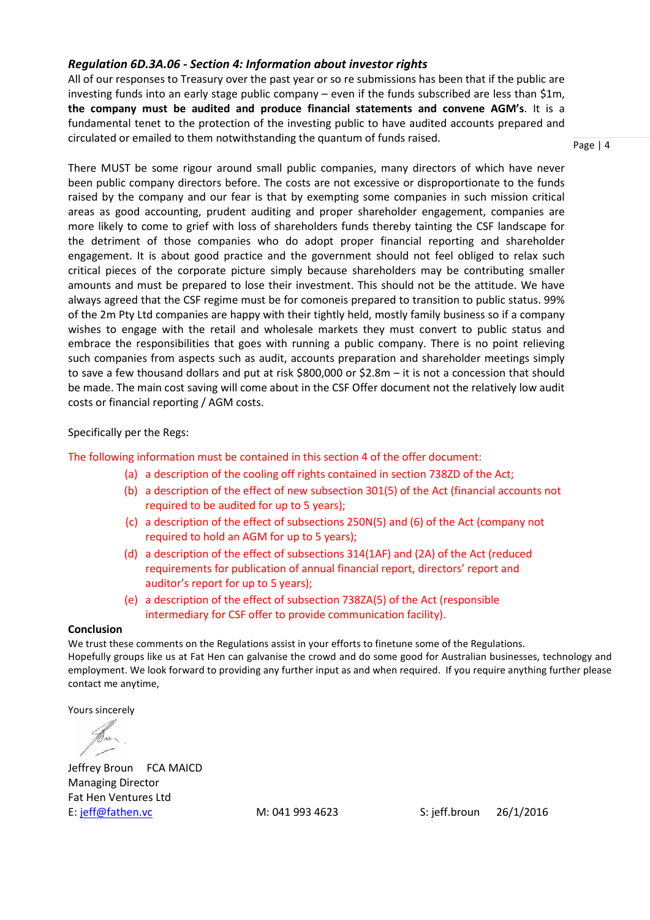### *Regulation 6D.3A.06 - Section 4: Information about investor rights*

All of our responses to Treasury over the past year or so re submissions has been that if the public are investing funds into an early stage public company – even if the funds subscribed are less than $1m, **the company must be audited and produce financial statements and convene AGM's**. It is a fundamental tenet to the protection of the investing public to have audited accounts prepared and circulated or emailed to them notwithstanding the quantum of funds raised.

There MUST be some rigour around small public companies, many directors of which have never been public company directors before. The costs are not excessive or disproportionate to the funds raised by the company and our fear is that by exempting some companies in such mission critical areas as good accounting, prudent auditing and proper shareholder engagement, companies are more likely to come to grief with loss of shareholders funds thereby tainting the CSF landscape for the detriment of those companies who do adopt proper financial reporting and shareholder engagement. It is about good practice and the government should not feel obliged to relax such critical pieces of the corporate picture simply because shareholders may be contributing smaller amounts and must be prepared to lose their investment. This should not be the attitude. We have always agreed that the CSF regime must be for comoneis prepared to transition to public status. 99% of the 2m Pty Ltd companies are happy with their tightly held, mostly family business so if a company wishes to engage with the retail and wholesale markets they must convert to public status and embrace the responsibilities that goes with running a public company. There is no point relieving such companies from aspects such as audit, accounts preparation and shareholder meetings simply to save a few thousand dollars and put at risk $800,000 or $2.8m – it is not a concession that should be made. The main cost saving will come about in the CSF Offer document not the relatively low audit costs or financial reporting / AGM costs.

Specifically per the Regs:

The following information must be contained in this section 4 of the offer document:

(a) a description of the cooling off rights contained in section 738ZD of the Act;
(b) a description of the effect of new subsection 301(5) of the Act (financial accounts not required to be audited for up to 5 years);
(c) a description of the effect of subsections 250N(5) and (6) of the Act (company not required to hold an AGM for up to 5 years);
(d) a description of the effect of subsections 314(1AF) and (2A) of the Act (reduced requirements for publication of annual financial report, directors' report and auditor's report for up to 5 years);
(e) a description of the effect of subsection 738ZA(5) of the Act (responsible intermediary for CSF offer to provide communication facility).

**Conclusion**

We trust these comments on the Regulations assist in your efforts to finetune some of the Regulations. Hopefully groups like us at Fat Hen can galvanise the crowd and do some good for Australian businesses, technology and employment. We look forward to providing any further input as and when required. If you require anything further please contact me anytime,

Yours sincerely

Jeffrey Broun FCA MAICD
Managing Director
Fat Hen Ventures Ltd
E: jeff@fathen.vc M: 041 993 4623 S: jeff.broun 26/1/2016